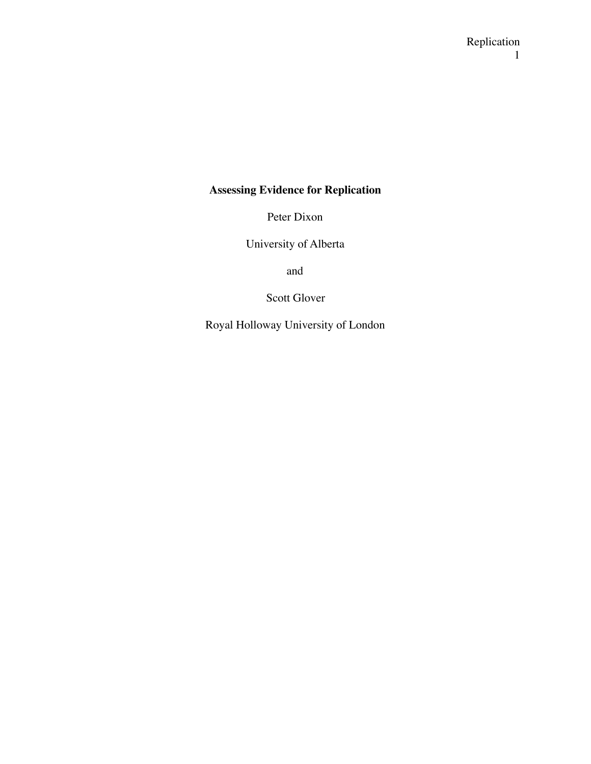# Assessing Evidence for Replication

Peter Dixon

University of Alberta

and

Scott Glover

Royal Holloway University of London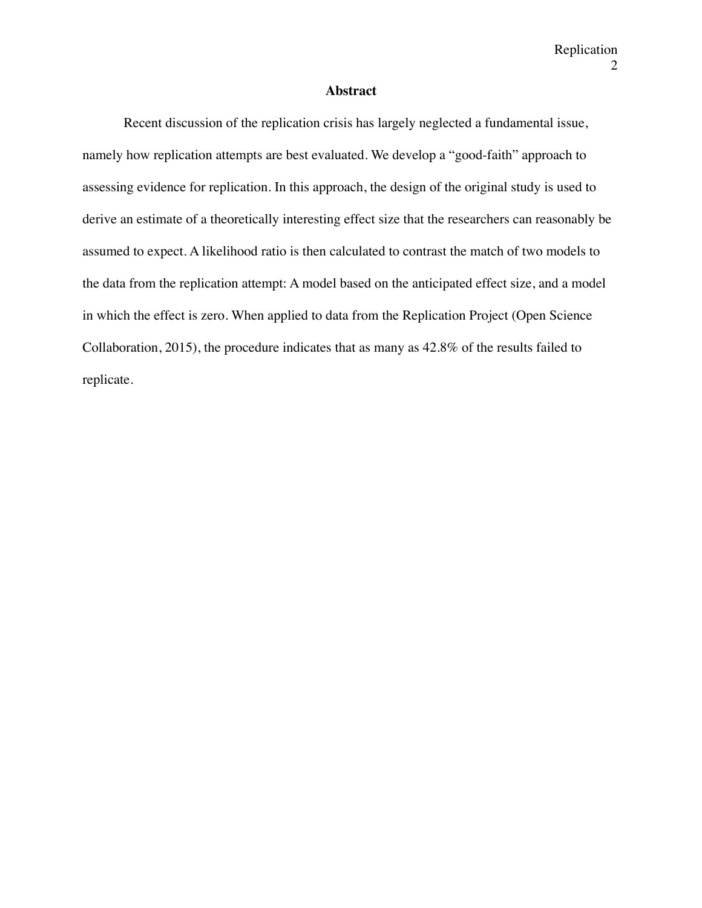## Abstract

Recent discussion of the replication crisis has largely neglected a fundamental issue, namely how replication attempts are best evaluated. We develop a "good-faith" approach to assessing evidence for replication. In this approach, the design of the original study is used to derive an estimate of a theoretically interesting effect size that the researchers can reasonably be assumed to expect. A likelihood ratio is then calculated to contrast the match of two models to the data from the replication attempt: A model based on the anticipated effect size, and a model in which the effect is zero. When applied to data from the Replication Project (Open Science Collaboration, 2015), the procedure indicates that as many as 42.8% of the results failed to replicate.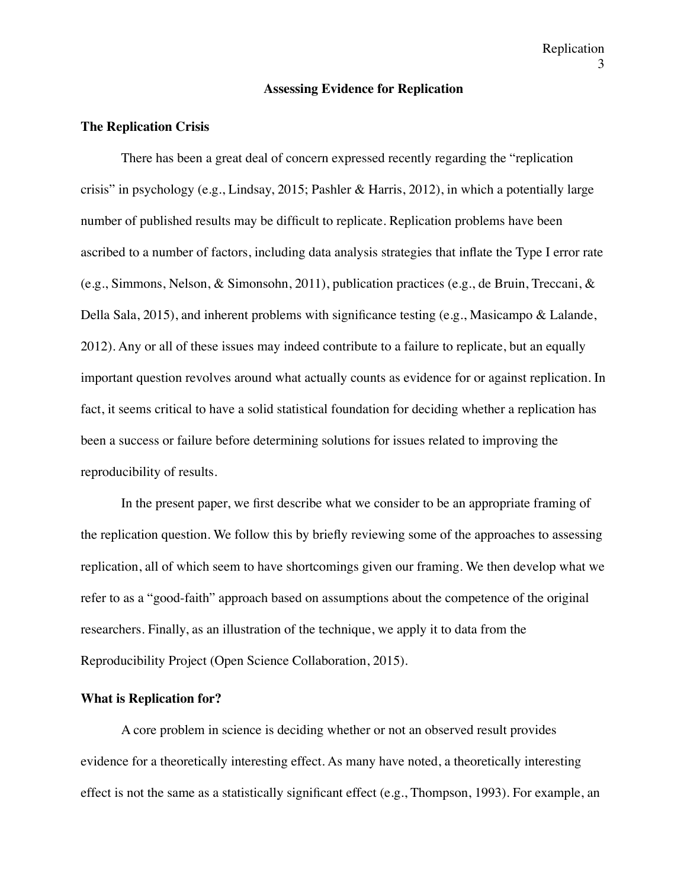# Assessing Evidence for Replication

## The Replication Crisis

There has been a great deal of concern expressed recently regarding the "replication crisis" in psychology (e.g., Lindsay, 2015; Pashler & Harris, 2012), in which a potentially large number of published results may be difficult to replicate. Replication problems have been ascribed to a number of factors, including data analysis strategies that inflate the Type I error rate (e.g., Simmons, Nelson, & Simonsohn, 2011), publication practices (e.g., de Bruin, Treccani, & Della Sala, 2015), and inherent problems with significance testing (e.g., Masicampo & Lalande, 2012). Any or all of these issues may indeed contribute to a failure to replicate, but an equally important question revolves around what actually counts as evidence for or against replication. In fact, it seems critical to have a solid statistical foundation for deciding whether a replication has been a success or failure before determining solutions for issues related to improving the reproducibility of results.

In the present paper, we first describe what we consider to be an appropriate framing of the replication question. We follow this by briefly reviewing some of the approaches to assessing replication, all of which seem to have shortcomings given our framing. We then develop what we refer to as a "good-faith" approach based on assumptions about the competence of the original researchers. Finally, as an illustration of the technique, we apply it to data from the Reproducibility Project (Open Science Collaboration, 2015).

## What is Replication for?

A core problem in science is deciding whether or not an observed result provides evidence for a theoretically interesting effect. As many have noted, a theoretically interesting effect is not the same as a statistically significant effect (e.g., Thompson, 1993). For example, an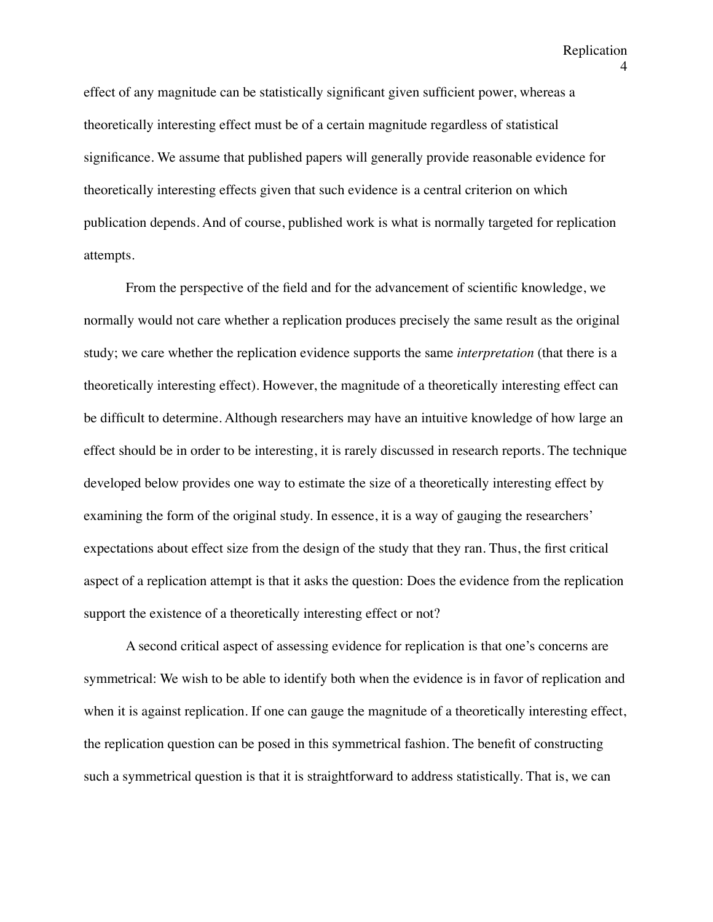effect of any magnitude can be statistically significant given sufficient power, whereas a theoretically interesting effect must be of a certain magnitude regardless of statistical significance. We assume that published papers will generally provide reasonable evidence for theoretically interesting effects given that such evidence is a central criterion on which publication depends. And of course, published work is what is normally targeted for replication attempts.

From the perspective of the field and for the advancement of scientific knowledge, we normally would not care whether a replication produces precisely the same result as the original study; we care whether the replication evidence supports the same *interpretation* (that there is a theoretically interesting effect). However, the magnitude of a theoretically interesting effect can be difficult to determine. Although researchers may have an intuitive knowledge of how large an effect should be in order to be interesting, it is rarely discussed in research reports. The technique developed below provides one way to estimate the size of a theoretically interesting effect by examining the form of the original study. In essence, it is a way of gauging the researchers' expectations about effect size from the design of the study that they ran. Thus, the first critical aspect of a replication attempt is that it asks the question: Does the evidence from the replication support the existence of a theoretically interesting effect or not?

A second critical aspect of assessing evidence for replication is that one's concerns are symmetrical: We wish to be able to identify both when the evidence is in favor of replication and when it is against replication. If one can gauge the magnitude of a theoretically interesting effect, the replication question can be posed in this symmetrical fashion. The benefit of constructing such a symmetrical question is that it is straightforward to address statistically. That is, we can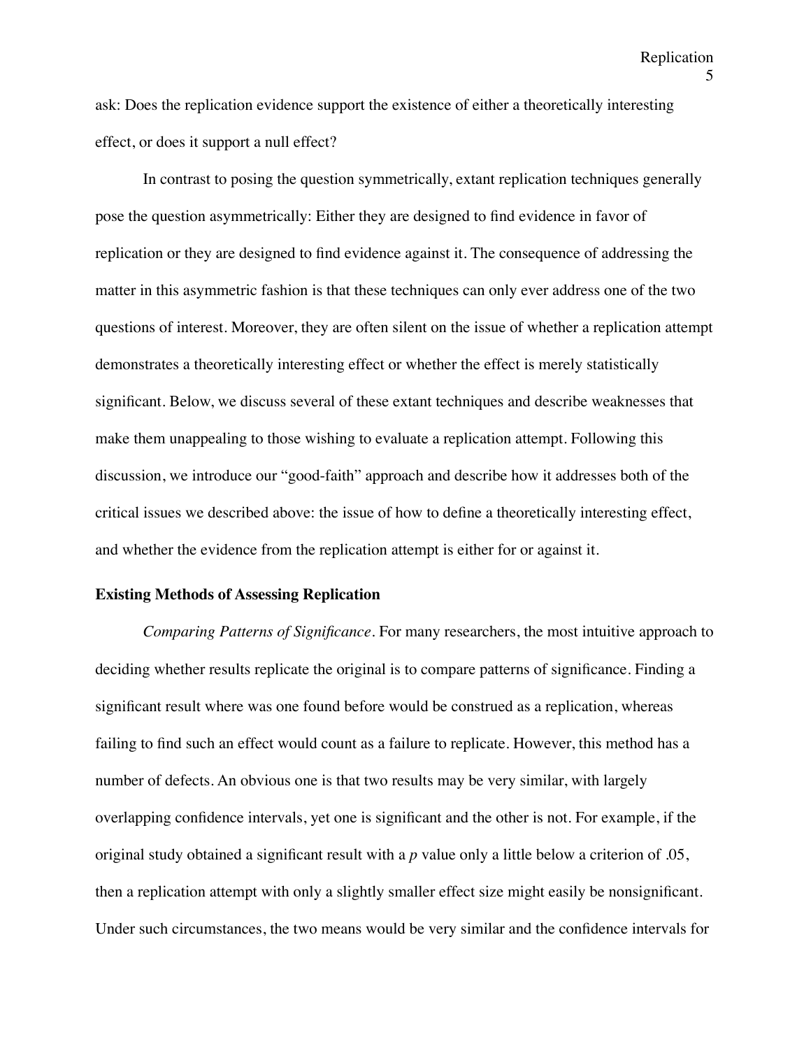ask: Does the replication evidence support the existence of either a theoretically interesting effect, or does it support a null effect?

In contrast to posing the question symmetrically, extant replication techniques generally pose the question asymmetrically: Either they are designed to find evidence in favor of replication or they are designed to find evidence against it. The consequence of addressing the matter in this asymmetric fashion is that these techniques can only ever address one of the two questions of interest. Moreover, they are often silent on the issue of whether a replication attempt demonstrates a theoretically interesting effect or whether the effect is merely statistically significant. Below, we discuss several of these extant techniques and describe weaknesses that make them unappealing to those wishing to evaluate a replication attempt. Following this discussion, we introduce our "good-faith" approach and describe how it addresses both of the critical issues we described above: the issue of how to define a theoretically interesting effect, and whether the evidence from the replication attempt is either for or against it.

**Existing Methods of Assessing Replication**

*Comparing Patterns of Significance*. For many researchers, the most intuitive approach to deciding whether results replicate the original is to compare patterns of significance. Finding a significant result where was one found before would be construed as a replication, whereas failing to find such an effect would count as a failure to replicate. However, this method has a number of defects. An obvious one is that two results may be very similar, with largely overlapping confidence intervals, yet one is significant and the other is not. For example, if the original study obtained a significant result with a *p* value only a little below a criterion of .05, then a replication attempt with only a slightly smaller effect size might easily be nonsignificant. Under such circumstances, the two means would be very similar and the confidence intervals for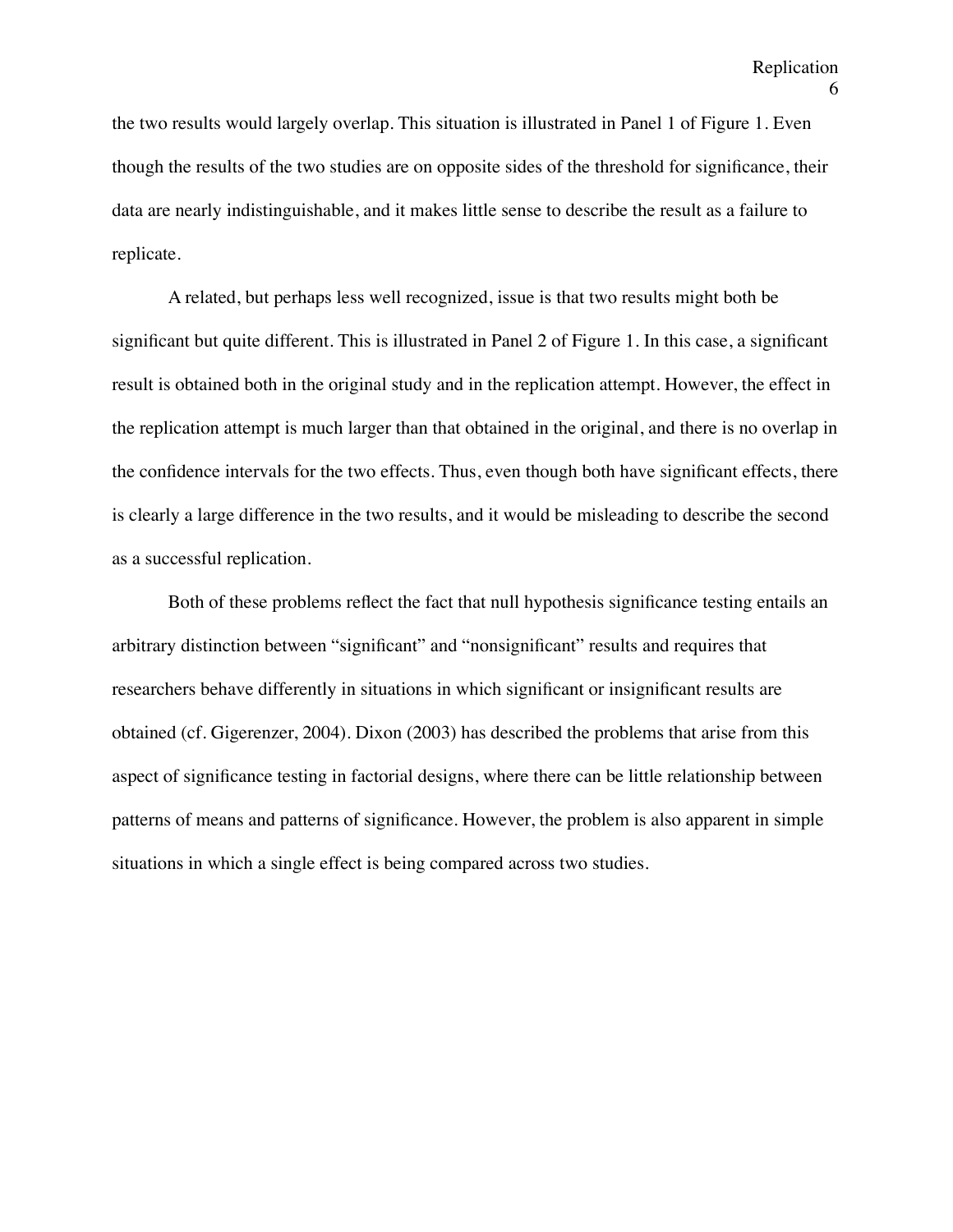the two results would largely overlap. This situation is illustrated in Panel 1 of Figure 1. Even though the results of the two studies are on opposite sides of the threshold for significance, their data are nearly indistinguishable, and it makes little sense to describe the result as a failure to replicate.

A related, but perhaps less well recognized, issue is that two results might both be significant but quite different. This is illustrated in Panel 2 of Figure 1. In this case, a significant result is obtained both in the original study and in the replication attempt. However, the effect in the replication attempt is much larger than that obtained in the original, and there is no overlap in the confidence intervals for the two effects. Thus, even though both have significant effects, there is clearly a large difference in the two results, and it would be misleading to describe the second as a successful replication.

Both of these problems reflect the fact that null hypothesis significance testing entails an arbitrary distinction between "significant" and "nonsignificant" results and requires that researchers behave differently in situations in which significant or insignificant results are obtained (cf. Gigerenzer, 2004). Dixon (2003) has described the problems that arise from this aspect of significance testing in factorial designs, where there can be little relationship between patterns of means and patterns of significance. However, the problem is also apparent in simple situations in which a single effect is being compared across two studies.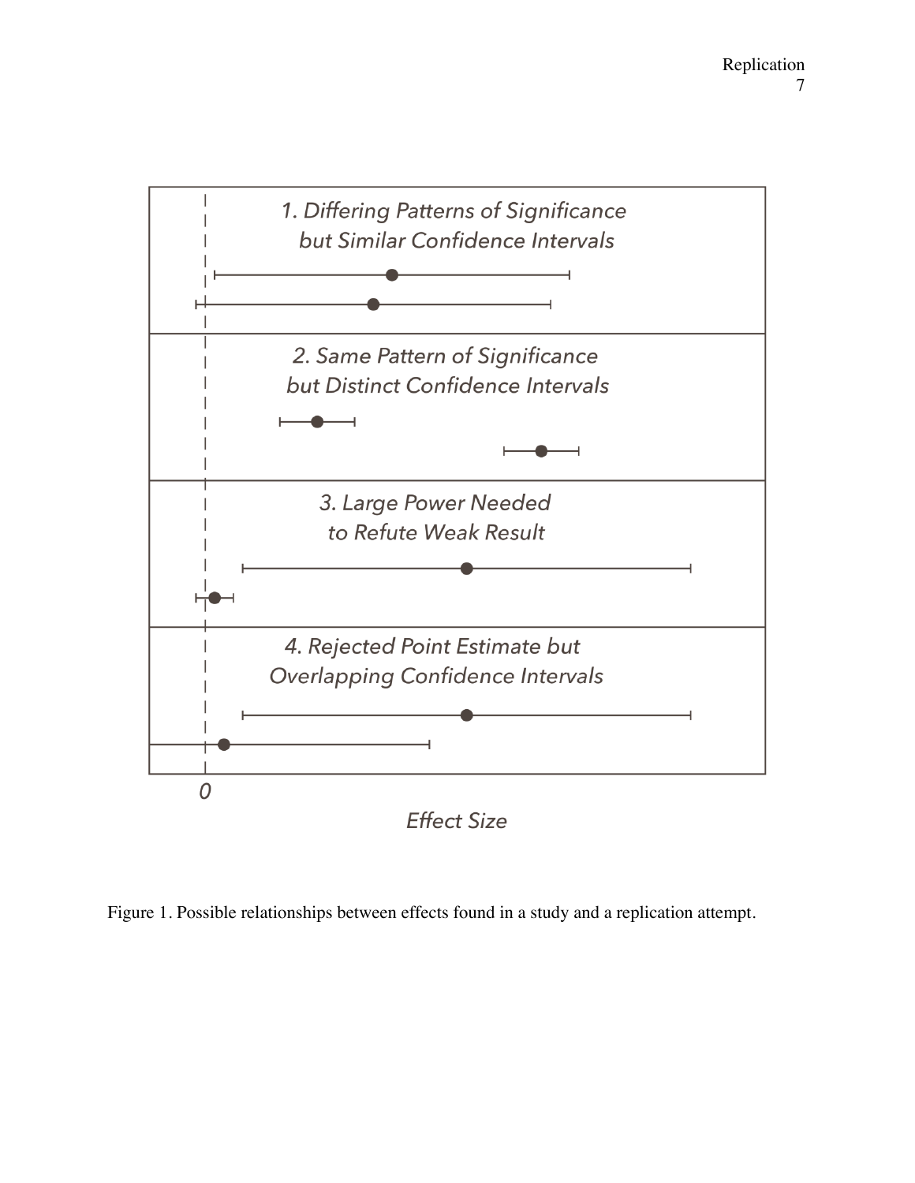Figure 1. Possible relationships between effects found in a study and a replication attempt.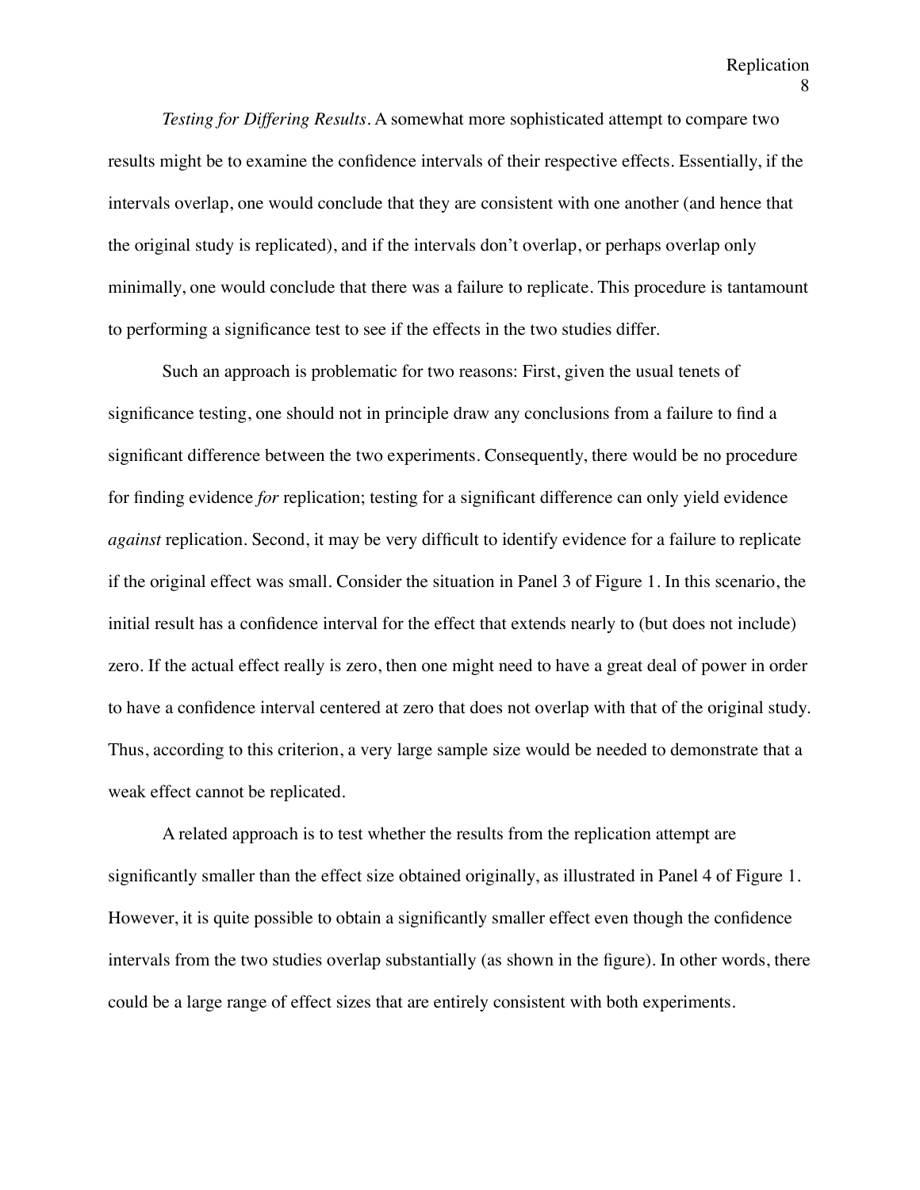*Testing for Differing Results*. A somewhat more sophisticated attempt to compare two results might be to examine the confidence intervals of their respective effects. Essentially, if the intervals overlap, one would conclude that they are consistent with one another (and hence that the original study is replicated), and if the intervals don't overlap, or perhaps overlap only minimally, one would conclude that there was a failure to replicate. This procedure is tantamount to performing a significance test to see if the effects in the two studies differ.

Such an approach is problematic for two reasons: First, given the usual tenets of significance testing, one should not in principle draw any conclusions from a failure to find a significant difference between the two experiments. Consequently, there would be no procedure for finding evidence *for* replication; testing for a significant difference can only yield evidence *against* replication. Second, it may be very difficult to identify evidence for a failure to replicate if the original effect was small. Consider the situation in Panel 3 of Figure 1. In this scenario, the initial result has a confidence interval for the effect that extends nearly to (but does not include) zero. If the actual effect really is zero, then one might need to have a great deal of power in order to have a confidence interval centered at zero that does not overlap with that of the original study. Thus, according to this criterion, a very large sample size would be needed to demonstrate that a weak effect cannot be replicated.

A related approach is to test whether the results from the replication attempt are significantly smaller than the effect size obtained originally, as illustrated in Panel 4 of Figure 1. However, it is quite possible to obtain a significantly smaller effect even though the confidence intervals from the two studies overlap substantially (as shown in the figure). In other words, there could be a large range of effect sizes that are entirely consistent with both experiments.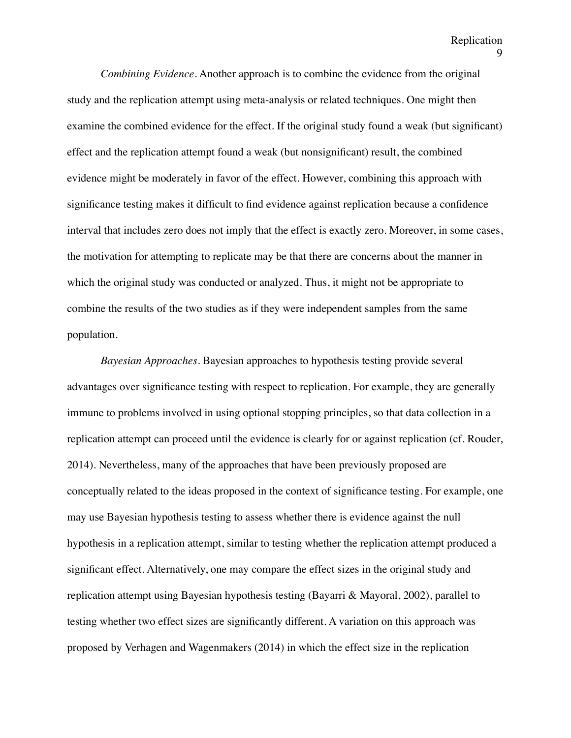*Combining Evidence*. Another approach is to combine the evidence from the original study and the replication attempt using meta-analysis or related techniques. One might then examine the combined evidence for the effect. If the original study found a weak (but significant) effect and the replication attempt found a weak (but nonsignificant) result, the combined evidence might be moderately in favor of the effect. However, combining this approach with significance testing makes it difficult to find evidence against replication because a confidence interval that includes zero does not imply that the effect is exactly zero. Moreover, in some cases, the motivation for attempting to replicate may be that there are concerns about the manner in which the original study was conducted or analyzed. Thus, it might not be appropriate to combine the results of the two studies as if they were independent samples from the same population.

*Bayesian Approaches*. Bayesian approaches to hypothesis testing provide several advantages over significance testing with respect to replication. For example, they are generally immune to problems involved in using optional stopping principles, so that data collection in a replication attempt can proceed until the evidence is clearly for or against replication (cf. Rouder, 2014). Nevertheless, many of the approaches that have been previously proposed are conceptually related to the ideas proposed in the context of significance testing. For example, one may use Bayesian hypothesis testing to assess whether there is evidence against the null hypothesis in a replication attempt, similar to testing whether the replication attempt produced a significant effect. Alternatively, one may compare the effect sizes in the original study and replication attempt using Bayesian hypothesis testing (Bayarri & Mayoral, 2002), parallel to testing whether two effect sizes are significantly different. A variation on this approach was proposed by Verhagen and Wagenmakers (2014) in which the effect size in the replication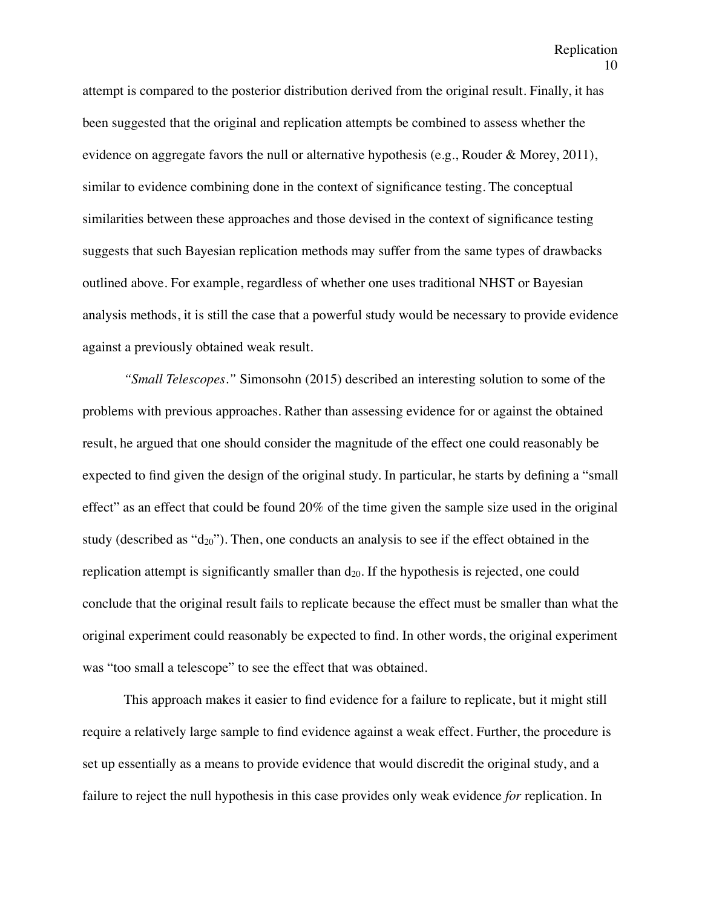attempt is compared to the posterior distribution derived from the original result. Finally, it has been suggested that the original and replication attempts be combined to assess whether the evidence on aggregate favors the null or alternative hypothesis (e.g., Rouder & Morey, 2011), similar to evidence combining done in the context of significance testing. The conceptual similarities between these approaches and those devised in the context of significance testing suggests that such Bayesian replication methods may suffer from the same types of drawbacks outlined above. For example, regardless of whether one uses traditional NHST or Bayesian analysis methods, it is still the case that a powerful study would be necessary to provide evidence against a previously obtained weak result.

*"Small Telescopes."* Simonsohn (2015) described an interesting solution to some of the problems with previous approaches. Rather than assessing evidence for or against the obtained result, he argued that one should consider the magnitude of the effect one could reasonably be expected to find given the design of the original study. In particular, he starts by defining a "small effect" as an effect that could be found 20% of the time given the sample size used in the original study (described as "$d_{20}$"). Then, one conducts an analysis to see if the effect obtained in the replication attempt is significantly smaller than $d_{20}$. If the hypothesis is rejected, one could conclude that the original result fails to replicate because the effect must be smaller than what the original experiment could reasonably be expected to find. In other words, the original experiment was "too small a telescope" to see the effect that was obtained.

This approach makes it easier to find evidence for a failure to replicate, but it might still require a relatively large sample to find evidence against a weak effect. Further, the procedure is set up essentially as a means to provide evidence that would discredit the original study, and a failure to reject the null hypothesis in this case provides only weak evidence *for* replication. In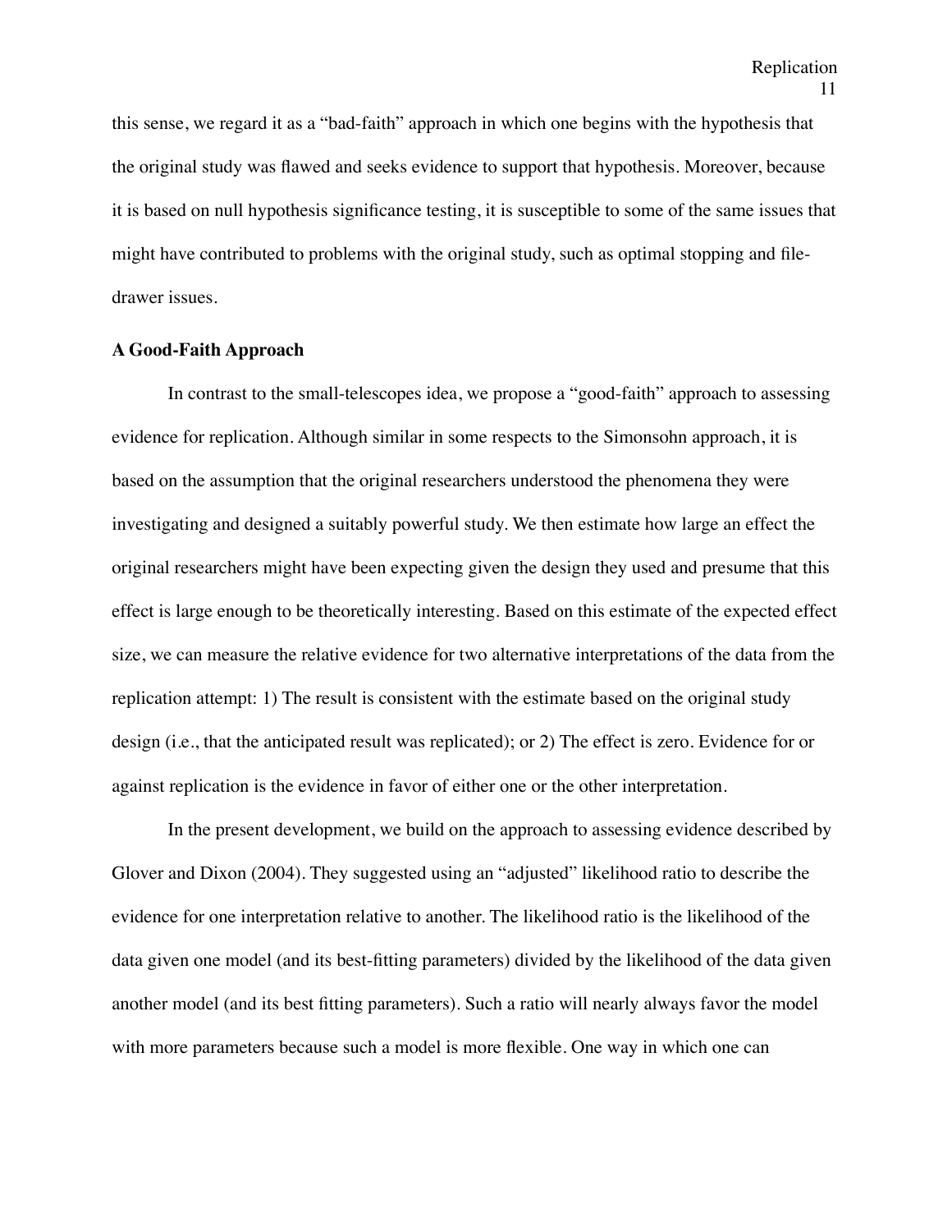this sense, we regard it as a "bad-faith" approach in which one begins with the hypothesis that the original study was flawed and seeks evidence to support that hypothesis. Moreover, because it is based on null hypothesis significance testing, it is susceptible to some of the same issues that might have contributed to problems with the original study, such as optimal stopping and file-drawer issues.

### A Good-Faith Approach

In contrast to the small-telescopes idea, we propose a "good-faith" approach to assessing evidence for replication. Although similar in some respects to the Simonsohn approach, it is based on the assumption that the original researchers understood the phenomena they were investigating and designed a suitably powerful study. We then estimate how large an effect the original researchers might have been expecting given the design they used and presume that this effect is large enough to be theoretically interesting. Based on this estimate of the expected effect size, we can measure the relative evidence for two alternative interpretations of the data from the replication attempt: 1) The result is consistent with the estimate based on the original study design (i.e., that the anticipated result was replicated); or 2) The effect is zero. Evidence for or against replication is the evidence in favor of either one or the other interpretation.

In the present development, we build on the approach to assessing evidence described by Glover and Dixon (2004). They suggested using an "adjusted" likelihood ratio to describe the evidence for one interpretation relative to another. The likelihood ratio is the likelihood of the data given one model (and its best-fitting parameters) divided by the likelihood of the data given another model (and its best fitting parameters). Such a ratio will nearly always favor the model with more parameters because such a model is more flexible. One way in which one can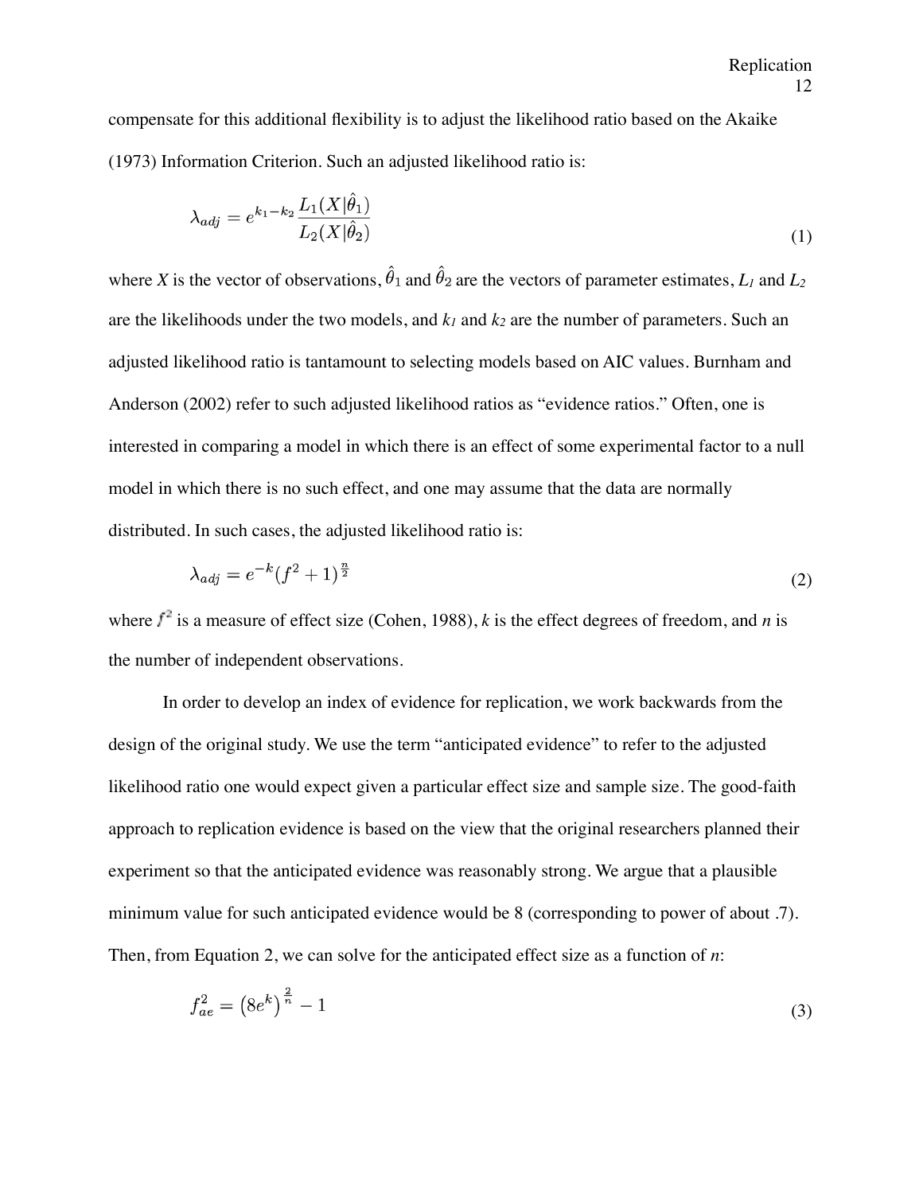compensate for this additional flexibility is to adjust the likelihood ratio based on the Akaike (1973) Information Criterion. Such an adjusted likelihood ratio is:

$$\lambda_{adj} = e^{k_1 - k_2} \frac{L_1(X|\hat{\theta}_1)}{L_2(X|\hat{\theta}_2)} \tag{1}$$

where $X$ is the vector of observations, $\hat{\theta}_1$ and $\hat{\theta}_2$ are the vectors of parameter estimates, $L_1$ and $L_2$ are the likelihoods under the two models, and $k_1$ and $k_2$ are the number of parameters. Such an adjusted likelihood ratio is tantamount to selecting models based on AIC values. Burnham and Anderson (2002) refer to such adjusted likelihood ratios as "evidence ratios." Often, one is interested in comparing a model in which there is an effect of some experimental factor to a null model in which there is no such effect, and one may assume that the data are normally distributed. In such cases, the adjusted likelihood ratio is:

$$\lambda_{adj} = e^{-k} (f^2 + 1)^{\frac{n}{2}} \tag{2}$$

where $f^2$ is a measure of effect size (Cohen, 1988), $k$ is the effect degrees of freedom, and $n$ is the number of independent observations.

In order to develop an index of evidence for replication, we work backwards from the design of the original study. We use the term "anticipated evidence" to refer to the adjusted likelihood ratio one would expect given a particular effect size and sample size. The good-faith approach to replication evidence is based on the view that the original researchers planned their experiment so that the anticipated evidence was reasonably strong. We argue that a plausible minimum value for such anticipated evidence would be 8 (corresponding to power of about .7). Then, from Equation 2, we can solve for the anticipated effect size as a function of $n$:

$$f_{ae}^2 = \left(8e^k\right)^{\frac{2}{n}} - 1 \tag{3}$$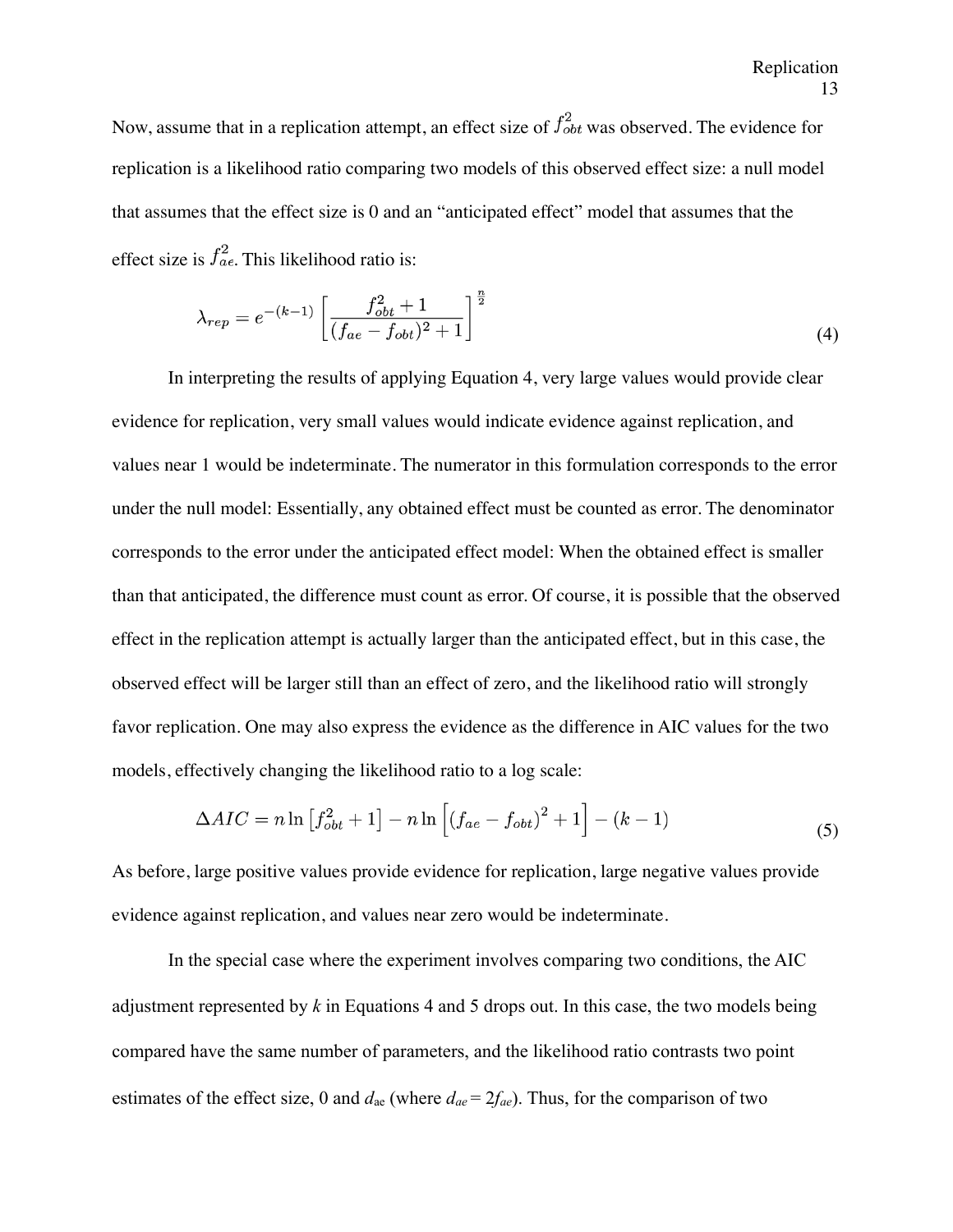Now, assume that in a replication attempt, an effect size of $f_{obt}^2$ was observed. The evidence for replication is a likelihood ratio comparing two models of this observed effect size: a null model that assumes that the effect size is 0 and an "anticipated effect" model that assumes that the effect size is $f_{ae}^2$. This likelihood ratio is:

$$\lambda_{rep} = e^{-(k-1)} \left[ \frac{f_{obt}^2 + 1}{(f_{ae} - f_{obt})^2 + 1} \right]^{\frac{n}{2}} \tag{4}$$

In interpreting the results of applying Equation 4, very large values would provide clear evidence for replication, very small values would indicate evidence against replication, and values near 1 would be indeterminate. The numerator in this formulation corresponds to the error under the null model: Essentially, any obtained effect must be counted as error. The denominator corresponds to the error under the anticipated effect model: When the obtained effect is smaller than that anticipated, the difference must count as error. Of course, it is possible that the observed effect in the replication attempt is actually larger than the anticipated effect, but in this case, the observed effect will be larger still than an effect of zero, and the likelihood ratio will strongly favor replication. One may also express the evidence as the difference in AIC values for the two models, effectively changing the likelihood ratio to a log scale:

$$\Delta AIC = n \ln \left[ f_{obt}^2 + 1 \right] - n \ln \left[ (f_{ae} - f_{obt})^2 + 1 \right] - (k-1) \tag{5}$$

As before, large positive values provide evidence for replication, large negative values provide evidence against replication, and values near zero would be indeterminate.

In the special case where the experiment involves comparing two conditions, the AIC adjustment represented by *k* in Equations 4 and 5 drops out. In this case, the two models being compared have the same number of parameters, and the likelihood ratio contrasts two point estimates of the effect size, 0 and $d_{ae}$ (where $d_{ae} = 2f_{ae}$). Thus, for the comparison of two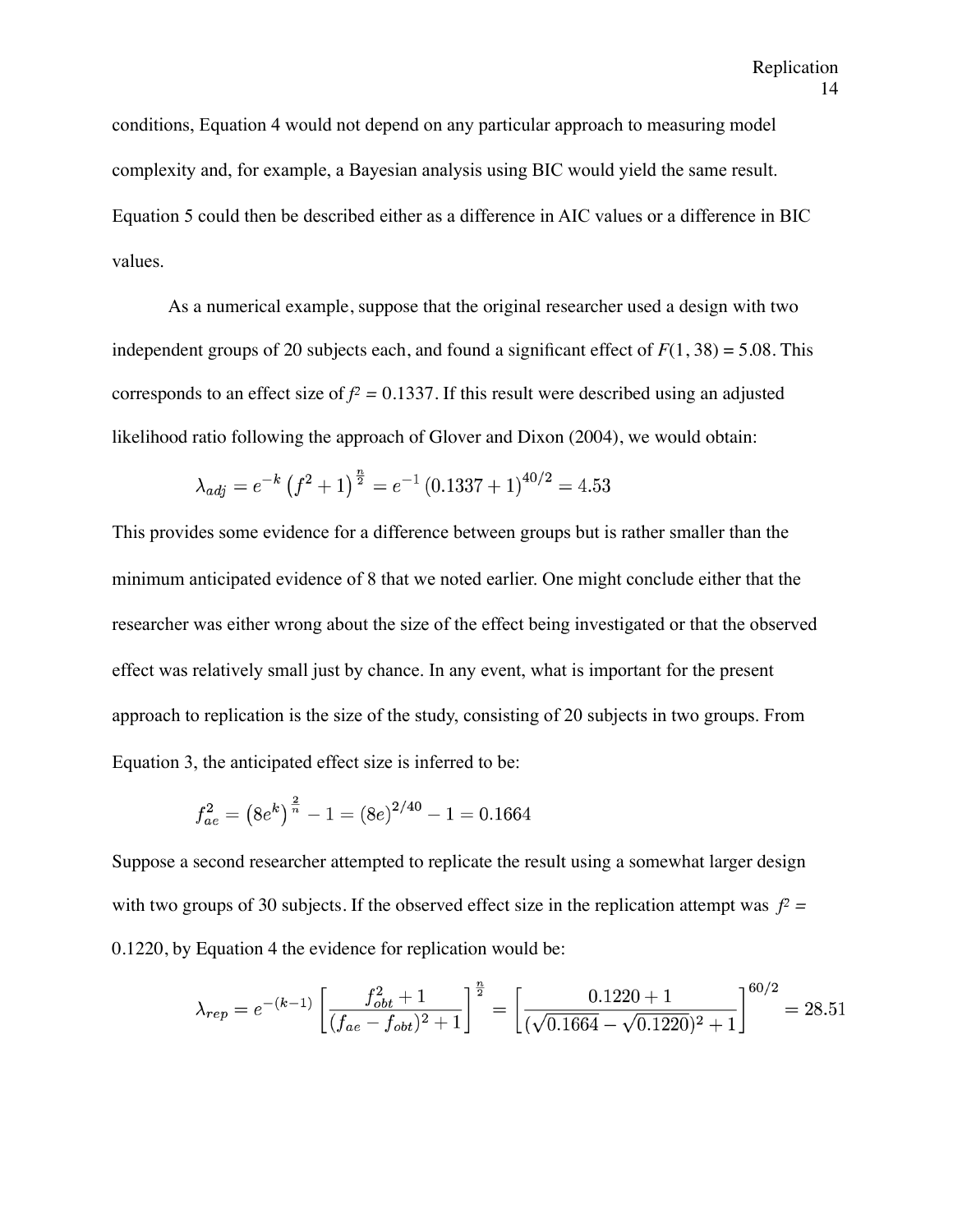conditions, Equation 4 would not depend on any particular approach to measuring model complexity and, for example, a Bayesian analysis using BIC would yield the same result. Equation 5 could then be described either as a difference in AIC values or a difference in BIC values.

As a numerical example, suppose that the original researcher used a design with two independent groups of 20 subjects each, and found a significant effect of $F(1, 38) = 5.08$. This corresponds to an effect size of $f^2 = 0.1337$. If this result were described using an adjusted likelihood ratio following the approach of Glover and Dixon (2004), we would obtain:

$$\lambda_{adj} = e^{-k}\left(f^2 + 1\right)^{\frac{n}{2}} = e^{-1}\left(0.1337 + 1\right)^{40/2} = 4.53$$

This provides some evidence for a difference between groups but is rather smaller than the minimum anticipated evidence of 8 that we noted earlier. One might conclude either that the researcher was either wrong about the size of the effect being investigated or that the observed effect was relatively small just by chance. In any event, what is important for the present approach to replication is the size of the study, consisting of 20 subjects in two groups. From Equation 3, the anticipated effect size is inferred to be:

$$f_{ae}^2 = \left(8e^k\right)^{\frac{2}{n}} - 1 = (8e)^{2/40} - 1 = 0.1664$$

Suppose a second researcher attempted to replicate the result using a somewhat larger design with two groups of 30 subjects. If the observed effect size in the replication attempt was $f^2 = 0.1220$, by Equation 4 the evidence for replication would be:

$$\lambda_{rep} = e^{-(k-1)}\left[\frac{f_{obt}^2 + 1}{(f_{ae} - f_{obt})^2 + 1}\right]^{\frac{n}{2}} = \left[\frac{0.1220 + 1}{(\sqrt{0.1664} - \sqrt{0.1220})^2 + 1}\right]^{60/2} = 28.51$$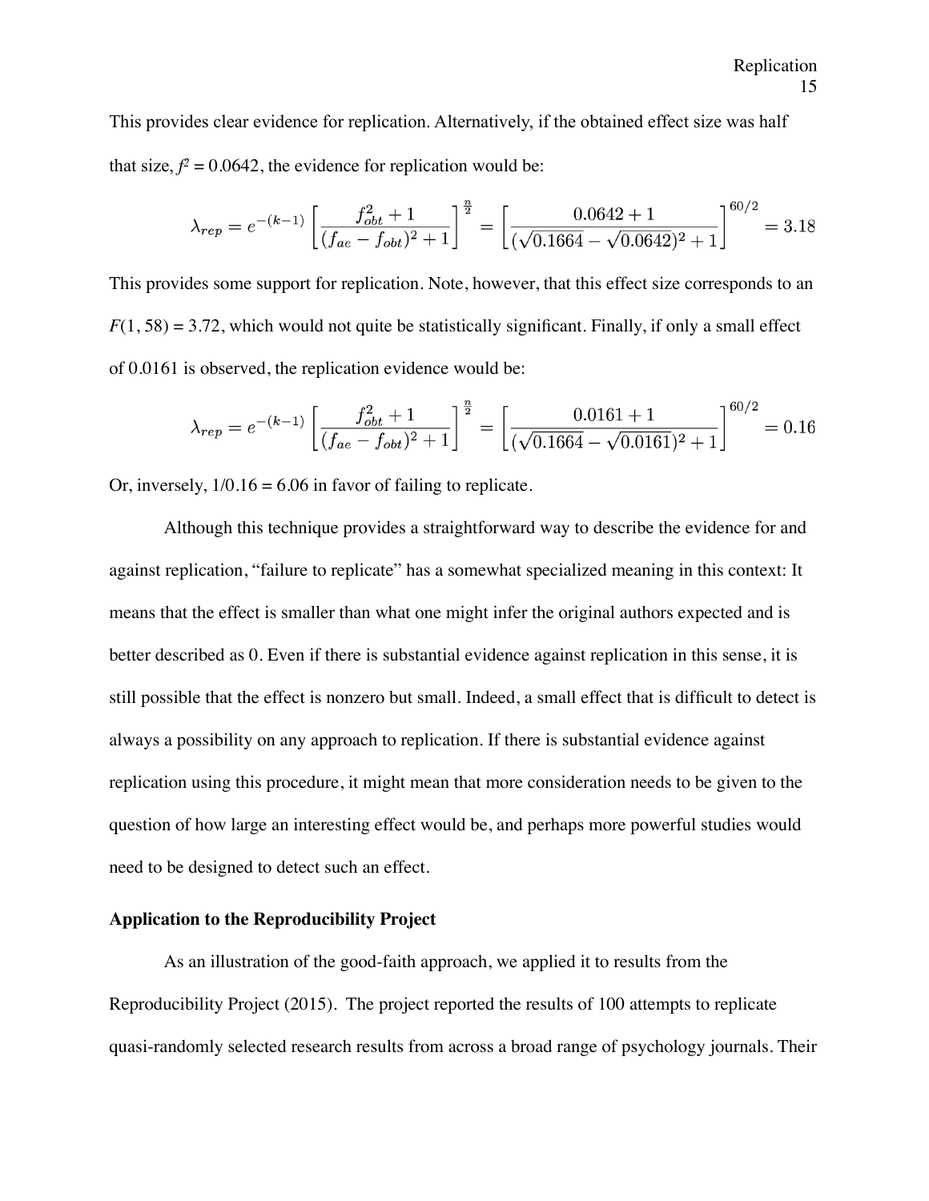This provides clear evidence for replication. Alternatively, if the obtained effect size was half that size, $f^2 = 0.0642$, the evidence for replication would be:

$$\lambda_{rep} = e^{-(k-1)} \left[ \frac{f_{obt}^2 + 1}{(f_{ae} - f_{obt})^2 + 1} \right]^{\frac{n}{2}} = \left[ \frac{0.0642 + 1}{(\sqrt{0.1664} - \sqrt{0.0642})^2 + 1} \right]^{60/2} = 3.18$$

This provides some support for replication. Note, however, that this effect size corresponds to an $F(1, 58) = 3.72$, which would not quite be statistically significant. Finally, if only a small effect of 0.0161 is observed, the replication evidence would be:

$$\lambda_{rep} = e^{-(k-1)} \left[ \frac{f_{obt}^2 + 1}{(f_{ae} - f_{obt})^2 + 1} \right]^{\frac{n}{2}} = \left[ \frac{0.0161 + 1}{(\sqrt{0.1664} - \sqrt{0.0161})^2 + 1} \right]^{60/2} = 0.16$$

Or, inversely, $1/0.16 = 6.06$ in favor of failing to replicate.

Although this technique provides a straightforward way to describe the evidence for and against replication, "failure to replicate" has a somewhat specialized meaning in this context: It means that the effect is smaller than what one might infer the original authors expected and is better described as 0. Even if there is substantial evidence against replication in this sense, it is still possible that the effect is nonzero but small. Indeed, a small effect that is difficult to detect is always a possibility on any approach to replication. If there is substantial evidence against replication using this procedure, it might mean that more consideration needs to be given to the question of how large an interesting effect would be, and perhaps more powerful studies would need to be designed to detect such an effect.

**Application to the Reproducibility Project**

As an illustration of the good-faith approach, we applied it to results from the Reproducibility Project (2015). The project reported the results of 100 attempts to replicate quasi-randomly selected research results from across a broad range of psychology journals. Their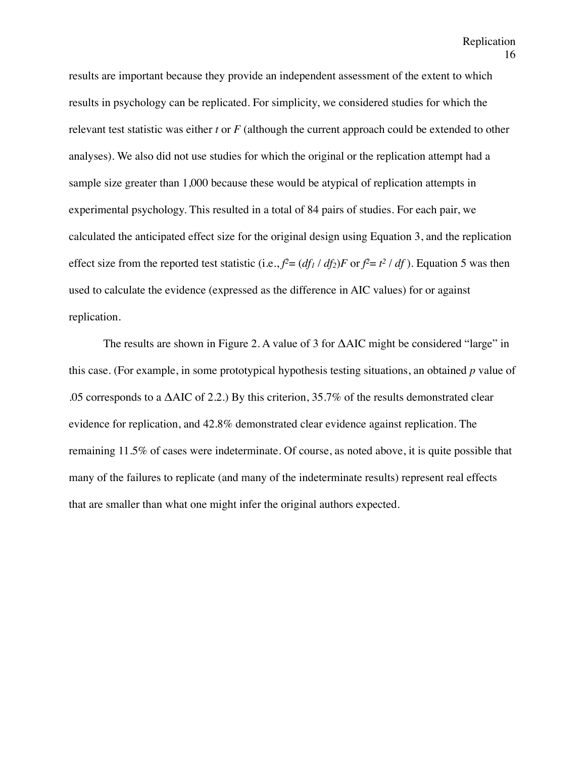results are important because they provide an independent assessment of the extent to which results in psychology can be replicated. For simplicity, we considered studies for which the relevant test statistic was either $t$ or $F$ (although the current approach could be extended to other analyses). We also did not use studies for which the original or the replication attempt had a sample size greater than 1,000 because these would be atypical of replication attempts in experimental psychology. This resulted in a total of 84 pairs of studies. For each pair, we calculated the anticipated effect size for the original design using Equation 3, and the replication effect size from the reported test statistic (i.e., $f^2 = (df_1 / df_2)F$ or $f^2 = t^2 / df$ ). Equation 5 was then used to calculate the evidence (expressed as the difference in AIC values) for or against replication.

The results are shown in Figure 2. A value of 3 for ΔAIC might be considered "large" in this case. (For example, in some prototypical hypothesis testing situations, an obtained $p$ value of .05 corresponds to a ΔAIC of 2.2.) By this criterion, 35.7% of the results demonstrated clear evidence for replication, and 42.8% demonstrated clear evidence against replication. The remaining 11.5% of cases were indeterminate. Of course, as noted above, it is quite possible that many of the failures to replicate (and many of the indeterminate results) represent real effects that are smaller than what one might infer the original authors expected.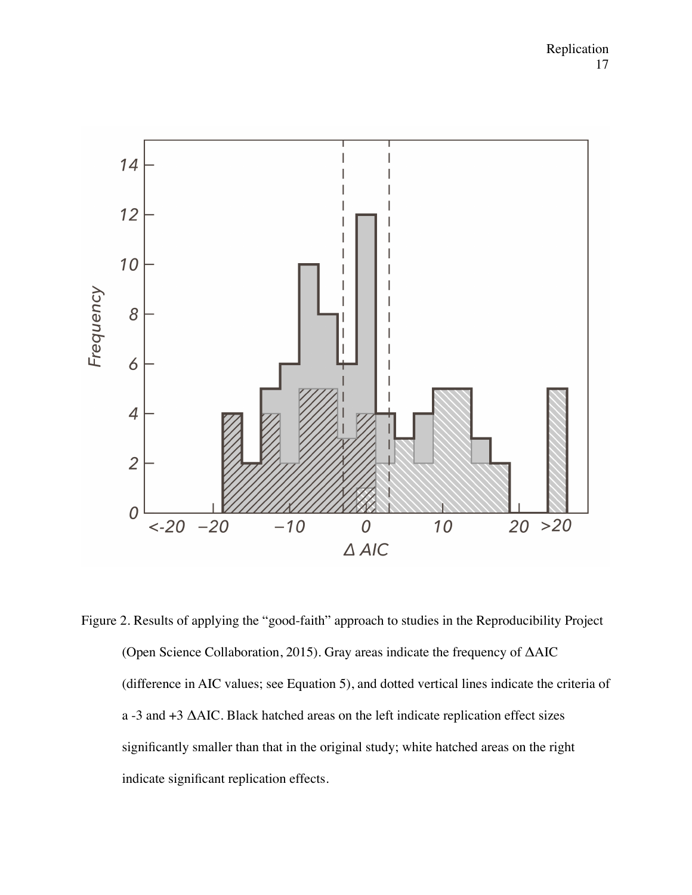Figure 2. Results of applying the “good-faith” approach to studies in the Reproducibility Project (Open Science Collaboration, 2015). Gray areas indicate the frequency of ΔAIC (difference in AIC values; see Equation 5), and dotted vertical lines indicate the criteria of a -3 and +3 ΔAIC. Black hatched areas on the left indicate replication effect sizes significantly smaller than that in the original study; white hatched areas on the right indicate significant replication effects.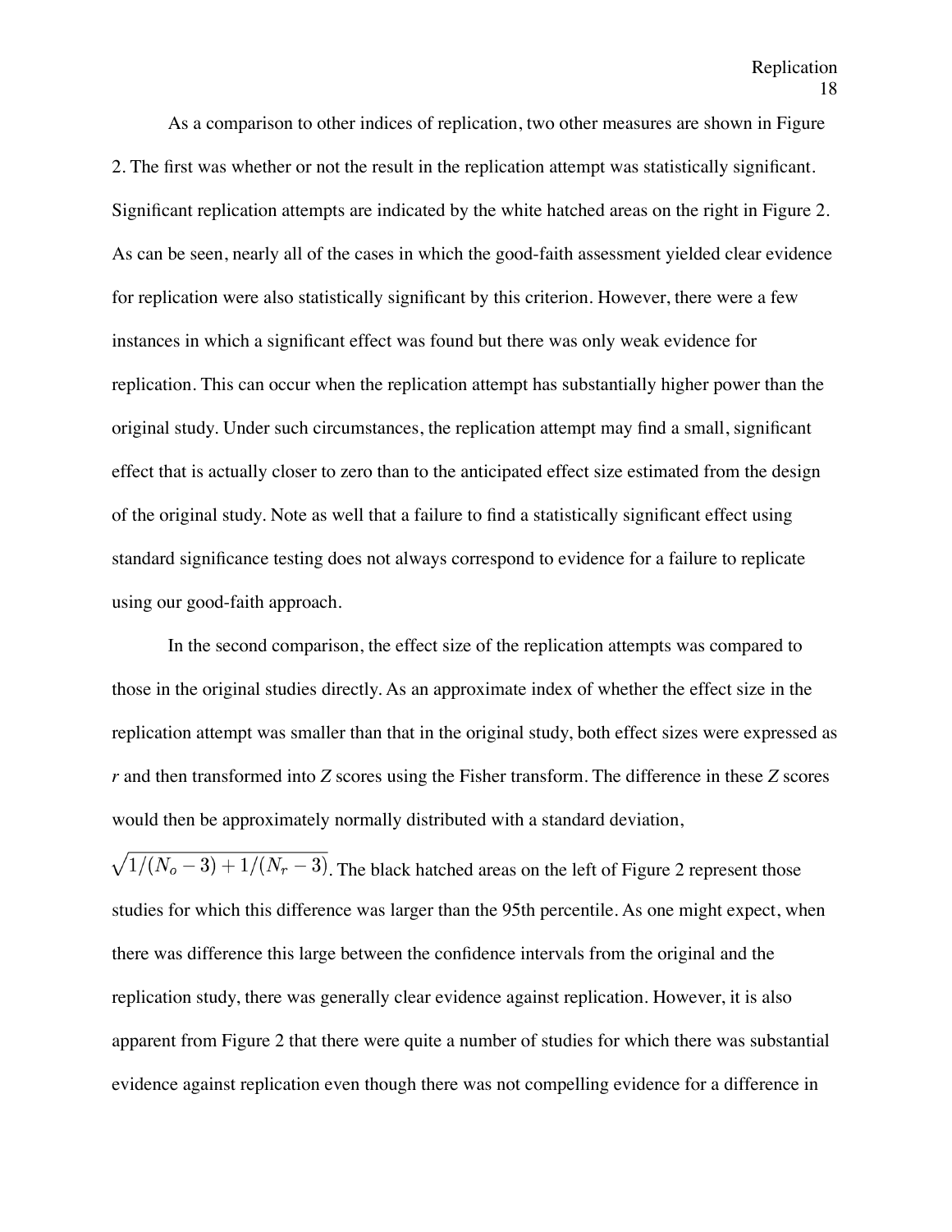As a comparison to other indices of replication, two other measures are shown in Figure 2. The first was whether or not the result in the replication attempt was statistically significant. Significant replication attempts are indicated by the white hatched areas on the right in Figure 2. As can be seen, nearly all of the cases in which the good-faith assessment yielded clear evidence for replication were also statistically significant by this criterion. However, there were a few instances in which a significant effect was found but there was only weak evidence for replication. This can occur when the replication attempt has substantially higher power than the original study. Under such circumstances, the replication attempt may find a small, significant effect that is actually closer to zero than to the anticipated effect size estimated from the design of the original study. Note as well that a failure to find a statistically significant effect using standard significance testing does not always correspond to evidence for a failure to replicate using our good-faith approach.

In the second comparison, the effect size of the replication attempts was compared to those in the original studies directly. As an approximate index of whether the effect size in the replication attempt was smaller than that in the original study, both effect sizes were expressed as $r$ and then transformed into $Z$ scores using the Fisher transform. The difference in these $Z$ scores would then be approximately normally distributed with a standard deviation, $\sqrt{1/(N_o - 3) + 1/(N_r - 3)}$. The black hatched areas on the left of Figure 2 represent those studies for which this difference was larger than the 95th percentile. As one might expect, when there was difference this large between the confidence intervals from the original and the replication study, there was generally clear evidence against replication. However, it is also apparent from Figure 2 that there were quite a number of studies for which there was substantial evidence against replication even though there was not compelling evidence for a difference in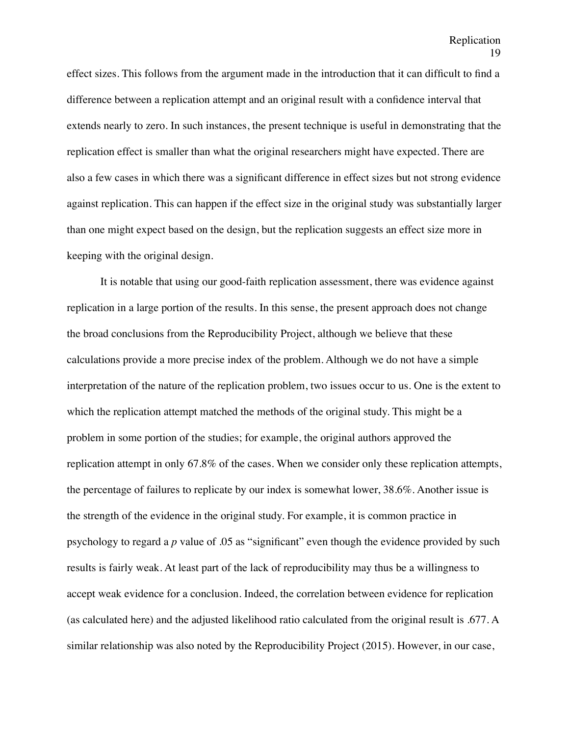effect sizes. This follows from the argument made in the introduction that it can difficult to find a difference between a replication attempt and an original result with a confidence interval that extends nearly to zero. In such instances, the present technique is useful in demonstrating that the replication effect is smaller than what the original researchers might have expected. There are also a few cases in which there was a significant difference in effect sizes but not strong evidence against replication. This can happen if the effect size in the original study was substantially larger than one might expect based on the design, but the replication suggests an effect size more in keeping with the original design.

It is notable that using our good-faith replication assessment, there was evidence against replication in a large portion of the results. In this sense, the present approach does not change the broad conclusions from the Reproducibility Project, although we believe that these calculations provide a more precise index of the problem. Although we do not have a simple interpretation of the nature of the replication problem, two issues occur to us. One is the extent to which the replication attempt matched the methods of the original study. This might be a problem in some portion of the studies; for example, the original authors approved the replication attempt in only 67.8% of the cases. When we consider only these replication attempts, the percentage of failures to replicate by our index is somewhat lower, 38.6%. Another issue is the strength of the evidence in the original study. For example, it is common practice in psychology to regard a $p$ value of .05 as "significant" even though the evidence provided by such results is fairly weak. At least part of the lack of reproducibility may thus be a willingness to accept weak evidence for a conclusion. Indeed, the correlation between evidence for replication (as calculated here) and the adjusted likelihood ratio calculated from the original result is .677. A similar relationship was also noted by the Reproducibility Project (2015). However, in our case,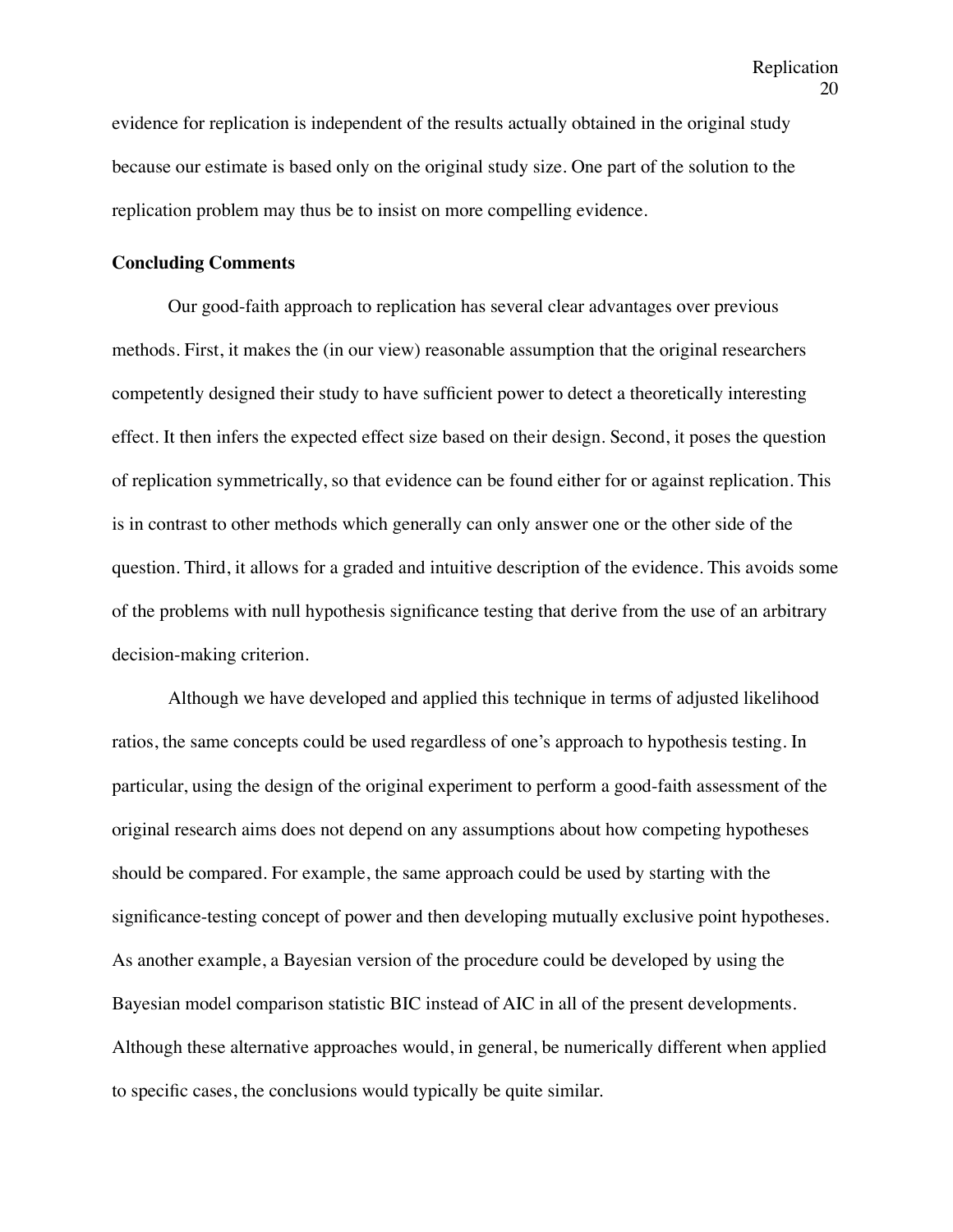evidence for replication is independent of the results actually obtained in the original study because our estimate is based only on the original study size. One part of the solution to the replication problem may thus be to insist on more compelling evidence.

## Concluding Comments

Our good-faith approach to replication has several clear advantages over previous methods. First, it makes the (in our view) reasonable assumption that the original researchers competently designed their study to have sufficient power to detect a theoretically interesting effect. It then infers the expected effect size based on their design. Second, it poses the question of replication symmetrically, so that evidence can be found either for or against replication. This is in contrast to other methods which generally can only answer one or the other side of the question. Third, it allows for a graded and intuitive description of the evidence. This avoids some of the problems with null hypothesis significance testing that derive from the use of an arbitrary decision-making criterion.

Although we have developed and applied this technique in terms of adjusted likelihood ratios, the same concepts could be used regardless of one's approach to hypothesis testing. In particular, using the design of the original experiment to perform a good-faith assessment of the original research aims does not depend on any assumptions about how competing hypotheses should be compared. For example, the same approach could be used by starting with the significance-testing concept of power and then developing mutually exclusive point hypotheses. As another example, a Bayesian version of the procedure could be developed by using the Bayesian model comparison statistic BIC instead of AIC in all of the present developments. Although these alternative approaches would, in general, be numerically different when applied to specific cases, the conclusions would typically be quite similar.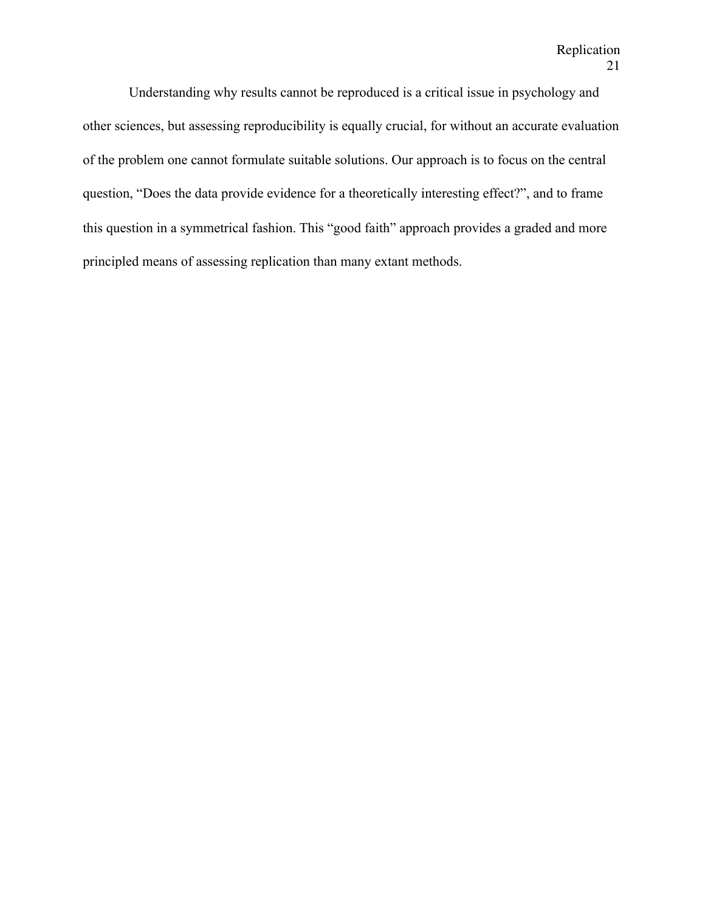Understanding why results cannot be reproduced is a critical issue in psychology and other sciences, but assessing reproducibility is equally crucial, for without an accurate evaluation of the problem one cannot formulate suitable solutions. Our approach is to focus on the central question, “Does the data provide evidence for a theoretically interesting effect?”, and to frame this question in a symmetrical fashion. This “good faith” approach provides a graded and more principled means of assessing replication than many extant methods.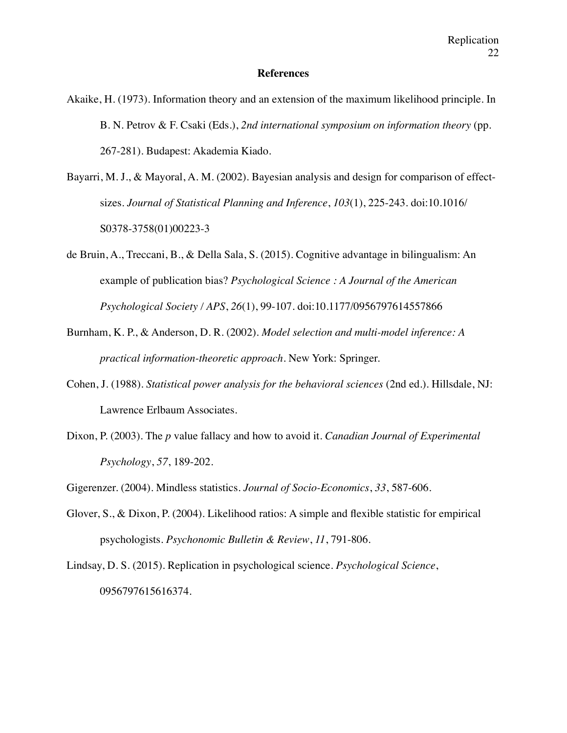## References

Akaike, H. (1973). Information theory and an extension of the maximum likelihood principle. In B. N. Petrov & F. Csaki (Eds.), *2nd international symposium on information theory* (pp. 267-281). Budapest: Akademia Kiado.

Bayarri, M. J., & Mayoral, A. M. (2002). Bayesian analysis and design for comparison of effect-sizes. *Journal of Statistical Planning and Inference*, *103*(1), 225-243. doi:10.1016/S0378-3758(01)00223-3

de Bruin, A., Treccani, B., & Della Sala, S. (2015). Cognitive advantage in bilingualism: An example of publication bias? *Psychological Science : A Journal of the American Psychological Society / APS*, *26*(1), 99-107. doi:10.1177/0956797614557866

Burnham, K. P., & Anderson, D. R. (2002). *Model selection and multi-model inference: A practical information-theoretic approach*. New York: Springer.

Cohen, J. (1988). *Statistical power analysis for the behavioral sciences* (2nd ed.). Hillsdale, NJ: Lawrence Erlbaum Associates.

Dixon, P. (2003). The *p* value fallacy and how to avoid it. *Canadian Journal of Experimental Psychology*, *57*, 189-202.

Gigerenzer. (2004). Mindless statistics. *Journal of Socio-Economics*, *33*, 587-606.

Glover, S., & Dixon, P. (2004). Likelihood ratios: A simple and flexible statistic for empirical psychologists. *Psychonomic Bulletin & Review*, *11*, 791-806.

Lindsay, D. S. (2015). Replication in psychological science. *Psychological Science*, 0956797615616374.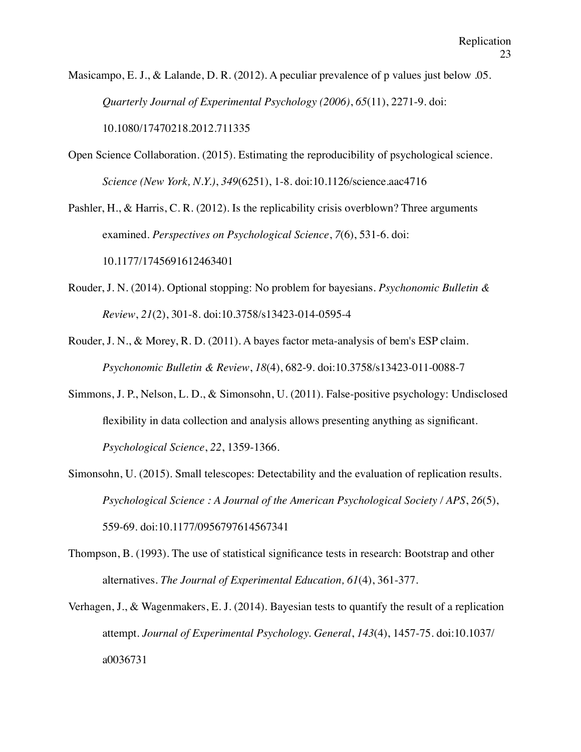Masicampo, E. J., & Lalande, D. R. (2012). A peculiar prevalence of p values just below .05. *Quarterly Journal of Experimental Psychology (2006)*, *65*(11), 2271-9. doi: 10.1080/17470218.2012.711335

Open Science Collaboration. (2015). Estimating the reproducibility of psychological science. *Science (New York, N.Y.)*, *349*(6251), 1-8. doi:10.1126/science.aac4716

Pashler, H., & Harris, C. R. (2012). Is the replicability crisis overblown? Three arguments examined. *Perspectives on Psychological Science*, *7*(6), 531-6. doi: 10.1177/1745691612463401

Rouder, J. N. (2014). Optional stopping: No problem for bayesians. *Psychonomic Bulletin & Review*, *21*(2), 301-8. doi:10.3758/s13423-014-0595-4

Rouder, J. N., & Morey, R. D. (2011). A bayes factor meta-analysis of bem's ESP claim. *Psychonomic Bulletin & Review*, *18*(4), 682-9. doi:10.3758/s13423-011-0088-7

Simmons, J. P., Nelson, L. D., & Simonsohn, U. (2011). False-positive psychology: Undisclosed flexibility in data collection and analysis allows presenting anything as significant. *Psychological Science*, *22*, 1359-1366.

Simonsohn, U. (2015). Small telescopes: Detectability and the evaluation of replication results. *Psychological Science : A Journal of the American Psychological Society / APS*, *26*(5), 559-69. doi:10.1177/0956797614567341

Thompson, B. (1993). The use of statistical significance tests in research: Bootstrap and other alternatives. *The Journal of Experimental Education, 61*(4), 361-377.

Verhagen, J., & Wagenmakers, E. J. (2014). Bayesian tests to quantify the result of a replication attempt. *Journal of Experimental Psychology. General*, *143*(4), 1457-75. doi:10.1037/a0036731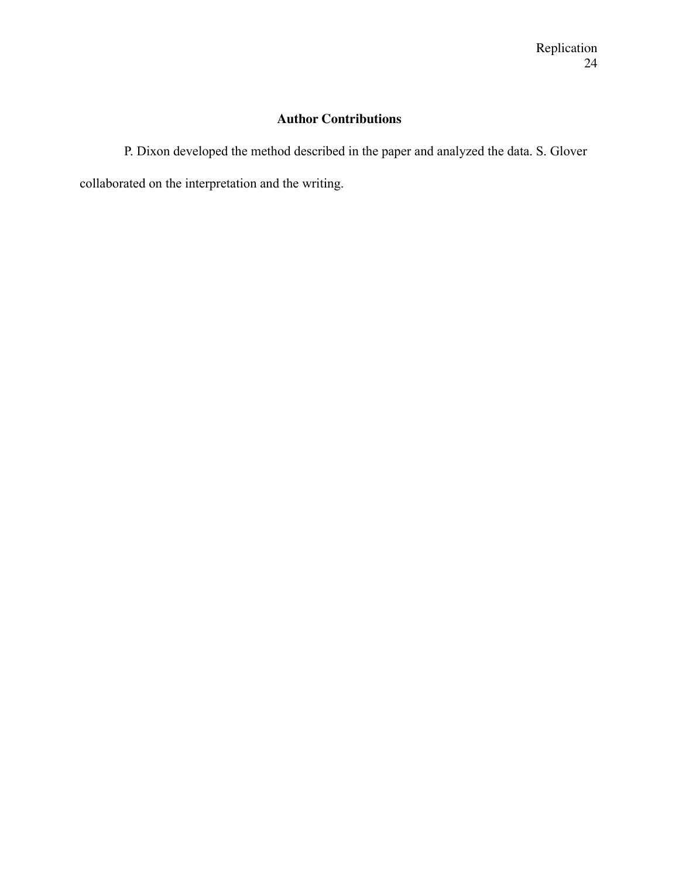## Author Contributions

P. Dixon developed the method described in the paper and analyzed the data. S. Glover collaborated on the interpretation and the writing.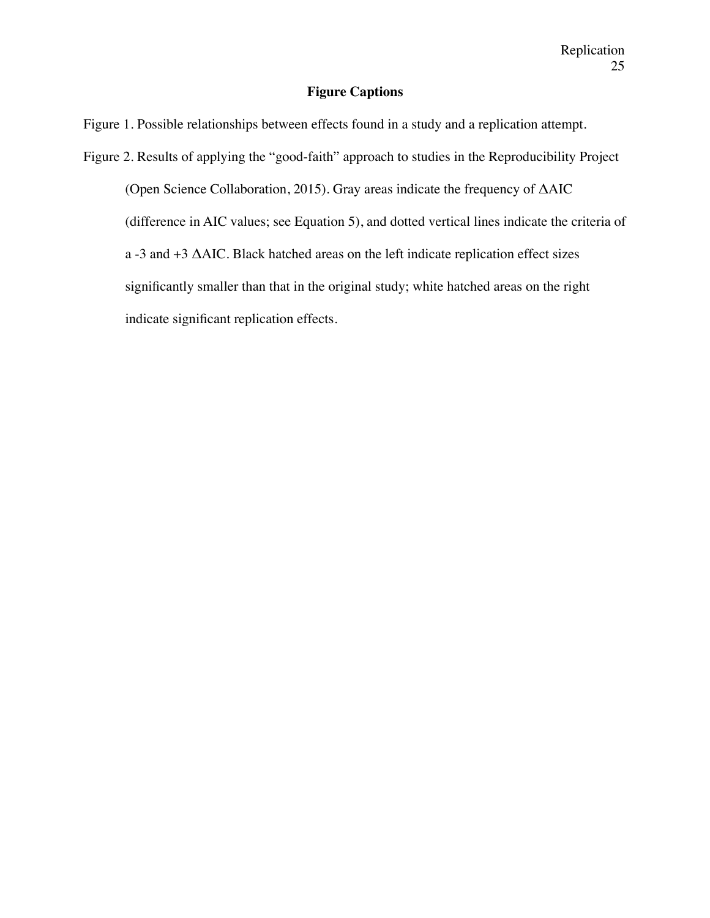## Figure Captions

Figure 1. Possible relationships between effects found in a study and a replication attempt.

Figure 2. Results of applying the "good-faith" approach to studies in the Reproducibility Project (Open Science Collaboration, 2015). Gray areas indicate the frequency of $\Delta$AIC (difference in AIC values; see Equation 5), and dotted vertical lines indicate the criteria of a -3 and +3 $\Delta$AIC. Black hatched areas on the left indicate replication effect sizes significantly smaller than that in the original study; white hatched areas on the right indicate significant replication effects.